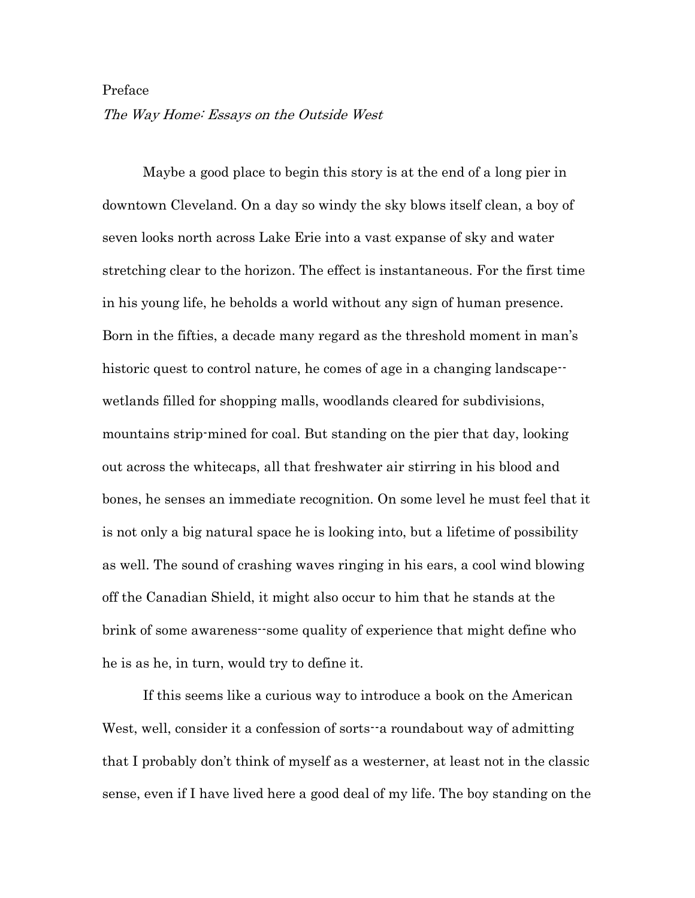Preface

*The Way Home: Essays on the Outside West*

Maybe a good place to begin this story is at the end of a long pier in downtown Cleveland. On a day so windy the sky blows itself clean, a boy of seven looks north across Lake Erie into a vast expanse of sky and water stretching clear to the horizon. The effect is instantaneous. For the first time in his young life, he beholds a world without any sign of human presence. Born in the fifties, a decade many regard as the threshold moment in man's historic quest to control nature, he comes of age in a changing landscape--wetlands filled for shopping malls, woodlands cleared for subdivisions, mountains strip-mined for coal. But standing on the pier that day, looking out across the whitecaps, all that freshwater air stirring in his blood and bones, he senses an immediate recognition. On some level he must feel that it is not only a big natural space he is looking into, but a lifetime of possibility as well. The sound of crashing waves ringing in his ears, a cool wind blowing off the Canadian Shield, it might also occur to him that he stands at the brink of some awareness--some quality of experience that might define who he is as he, in turn, would try to define it.

If this seems like a curious way to introduce a book on the American West, well, consider it a confession of sorts--a roundabout way of admitting that I probably don't think of myself as a westerner, at least not in the classic sense, even if I have lived here a good deal of my life. The boy standing on the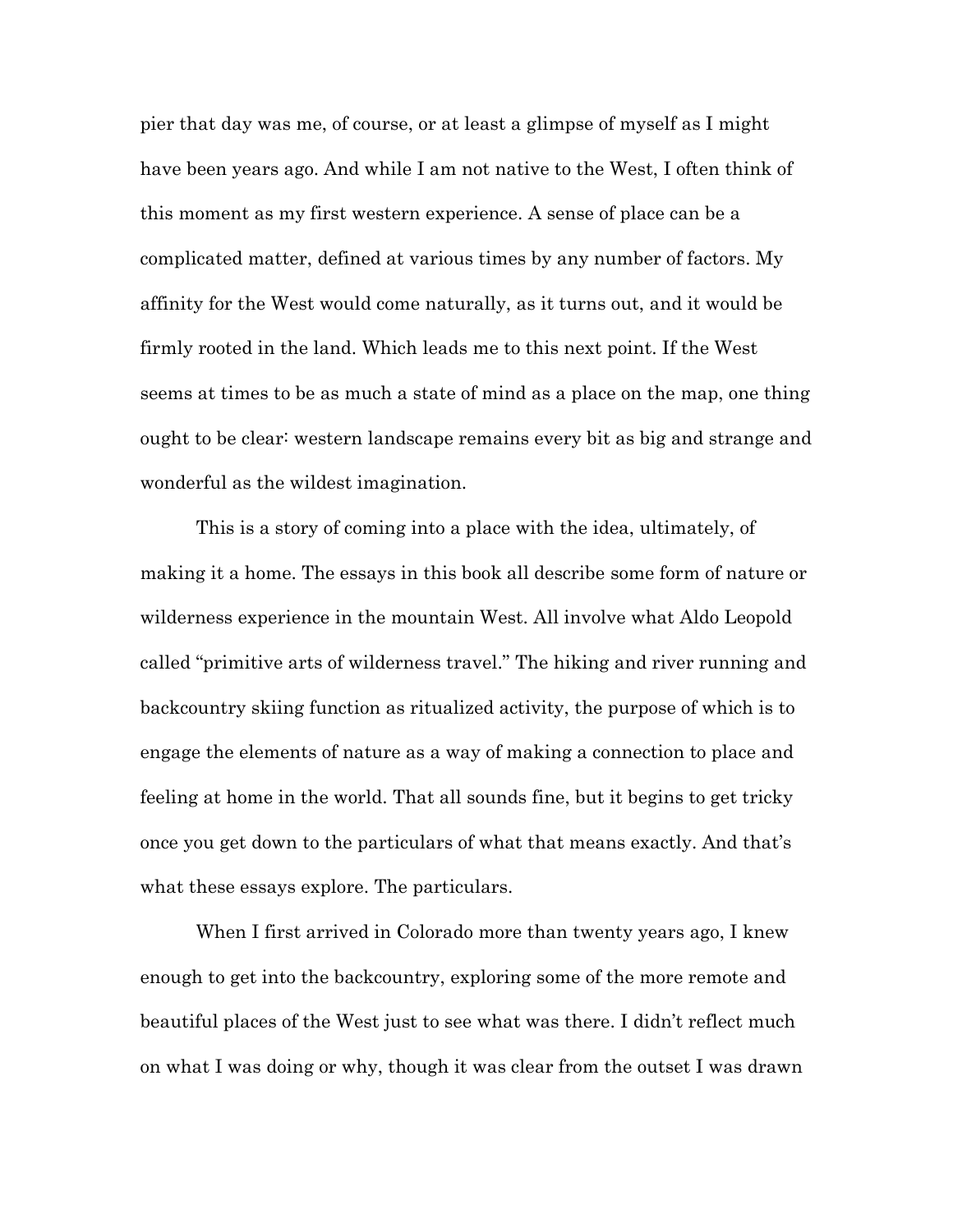pier that day was me, of course, or at least a glimpse of myself as I might have been years ago. And while I am not native to the West, I often think of this moment as my first western experience. A sense of place can be a complicated matter, defined at various times by any number of factors. My affinity for the West would come naturally, as it turns out, and it would be firmly rooted in the land. Which leads me to this next point. If the West seems at times to be as much a state of mind as a place on the map, one thing ought to be clear: western landscape remains every bit as big and strange and wonderful as the wildest imagination.

This is a story of coming into a place with the idea, ultimately, of making it a home. The essays in this book all describe some form of nature or wilderness experience in the mountain West. All involve what Aldo Leopold called "primitive arts of wilderness travel." The hiking and river running and backcountry skiing function as ritualized activity, the purpose of which is to engage the elements of nature as a way of making a connection to place and feeling at home in the world. That all sounds fine, but it begins to get tricky once you get down to the particulars of what that means exactly. And that's what these essays explore. The particulars.

When I first arrived in Colorado more than twenty years ago, I knew enough to get into the backcountry, exploring some of the more remote and beautiful places of the West just to see what was there. I didn't reflect much on what I was doing or why, though it was clear from the outset I was drawn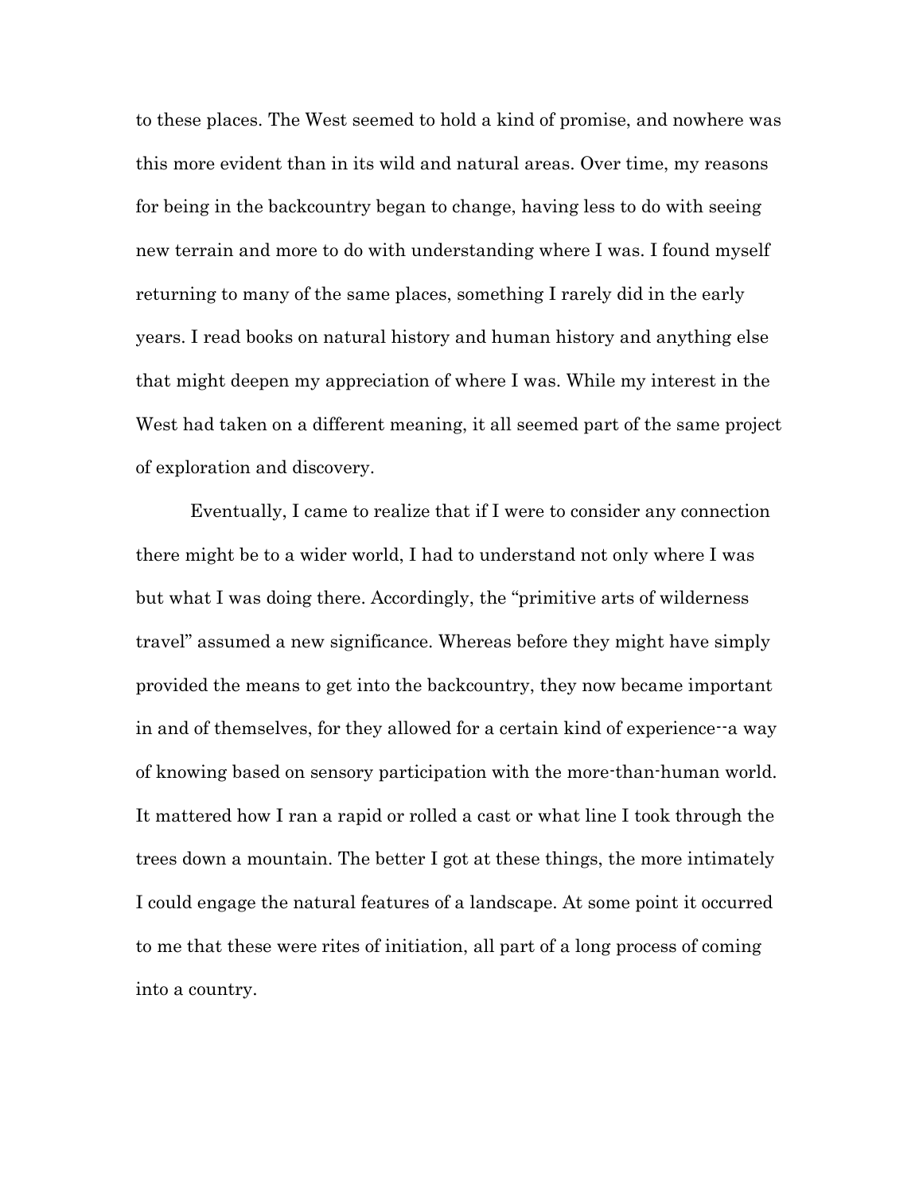to these places. The West seemed to hold a kind of promise, and nowhere was this more evident than in its wild and natural areas. Over time, my reasons for being in the backcountry began to change, having less to do with seeing new terrain and more to do with understanding where I was. I found myself returning to many of the same places, something I rarely did in the early years. I read books on natural history and human history and anything else that might deepen my appreciation of where I was. While my interest in the West had taken on a different meaning, it all seemed part of the same project of exploration and discovery.

Eventually, I came to realize that if I were to consider any connection there might be to a wider world, I had to understand not only where I was but what I was doing there. Accordingly, the "primitive arts of wilderness travel" assumed a new significance. Whereas before they might have simply provided the means to get into the backcountry, they now became important in and of themselves, for they allowed for a certain kind of experience--a way of knowing based on sensory participation with the more-than-human world. It mattered how I ran a rapid or rolled a cast or what line I took through the trees down a mountain. The better I got at these things, the more intimately I could engage the natural features of a landscape. At some point it occurred to me that these were rites of initiation, all part of a long process of coming into a country.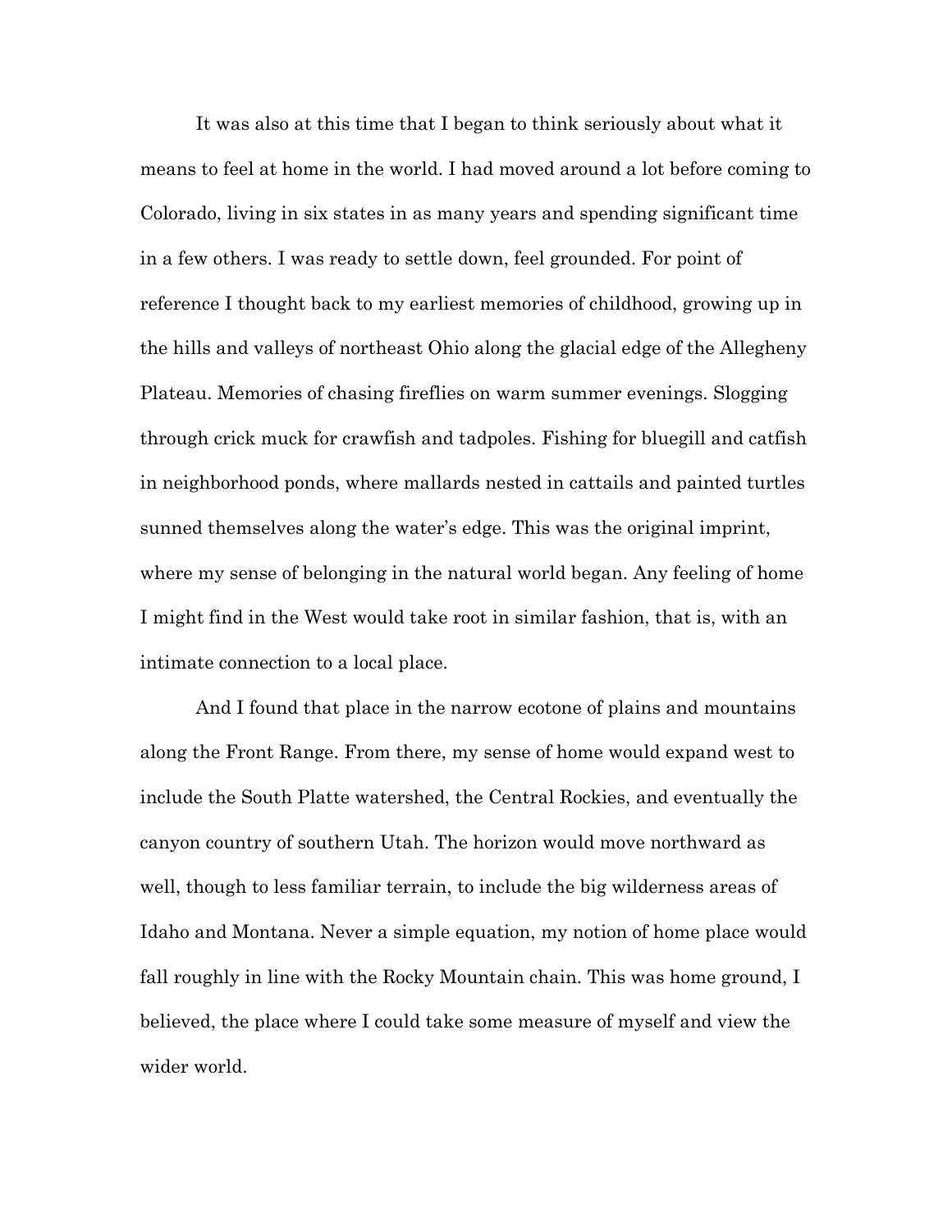It was also at this time that I began to think seriously about what it means to feel at home in the world. I had moved around a lot before coming to Colorado, living in six states in as many years and spending significant time in a few others. I was ready to settle down, feel grounded. For point of reference I thought back to my earliest memories of childhood, growing up in the hills and valleys of northeast Ohio along the glacial edge of the Allegheny Plateau. Memories of chasing fireflies on warm summer evenings. Slogging through crick muck for crawfish and tadpoles. Fishing for bluegill and catfish in neighborhood ponds, where mallards nested in cattails and painted turtles sunned themselves along the water's edge. This was the original imprint, where my sense of belonging in the natural world began. Any feeling of home I might find in the West would take root in similar fashion, that is, with an intimate connection to a local place.

And I found that place in the narrow ecotone of plains and mountains along the Front Range. From there, my sense of home would expand west to include the South Platte watershed, the Central Rockies, and eventually the canyon country of southern Utah. The horizon would move northward as well, though to less familiar terrain, to include the big wilderness areas of Idaho and Montana. Never a simple equation, my notion of home place would fall roughly in line with the Rocky Mountain chain. This was home ground, I believed, the place where I could take some measure of myself and view the wider world.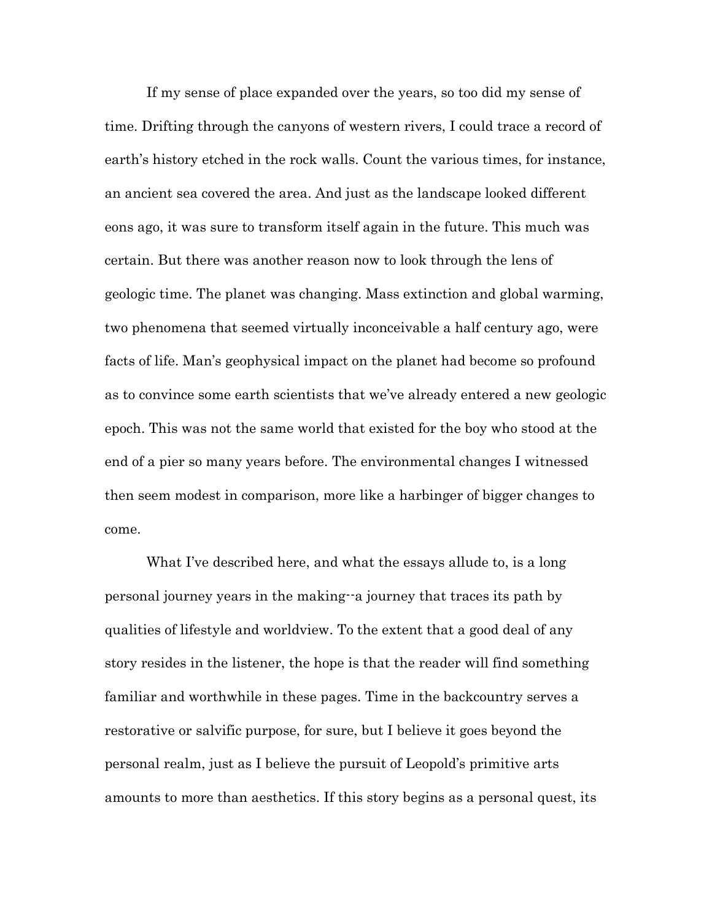If my sense of place expanded over the years, so too did my sense of time. Drifting through the canyons of western rivers, I could trace a record of earth's history etched in the rock walls. Count the various times, for instance, an ancient sea covered the area. And just as the landscape looked different eons ago, it was sure to transform itself again in the future. This much was certain. But there was another reason now to look through the lens of geologic time. The planet was changing. Mass extinction and global warming, two phenomena that seemed virtually inconceivable a half century ago, were facts of life. Man's geophysical impact on the planet had become so profound as to convince some earth scientists that we've already entered a new geologic epoch. This was not the same world that existed for the boy who stood at the end of a pier so many years before. The environmental changes I witnessed then seem modest in comparison, more like a harbinger of bigger changes to come.

What I've described here, and what the essays allude to, is a long personal journey years in the making--a journey that traces its path by qualities of lifestyle and worldview. To the extent that a good deal of any story resides in the listener, the hope is that the reader will find something familiar and worthwhile in these pages. Time in the backcountry serves a restorative or salvific purpose, for sure, but I believe it goes beyond the personal realm, just as I believe the pursuit of Leopold's primitive arts amounts to more than aesthetics. If this story begins as a personal quest, its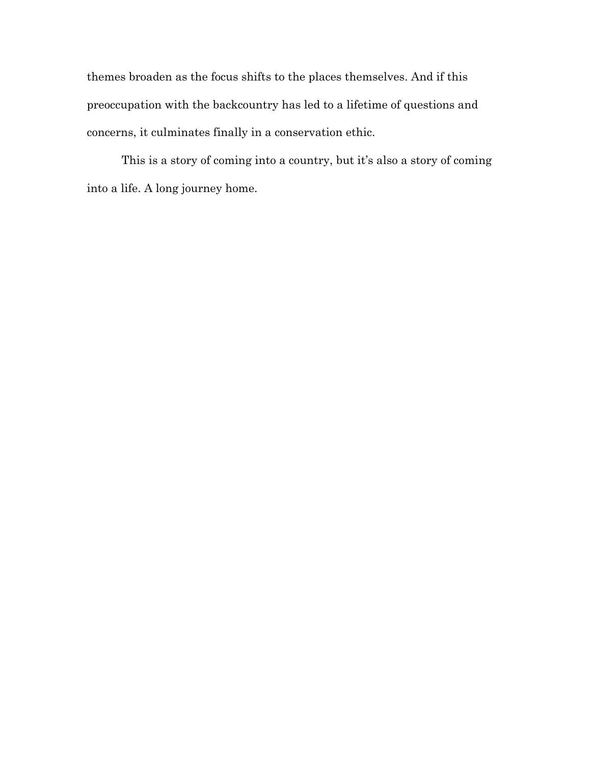themes broaden as the focus shifts to the places themselves. And if this preoccupation with the backcountry has led to a lifetime of questions and concerns, it culminates finally in a conservation ethic.

This is a story of coming into a country, but it's also a story of coming into a life. A long journey home.